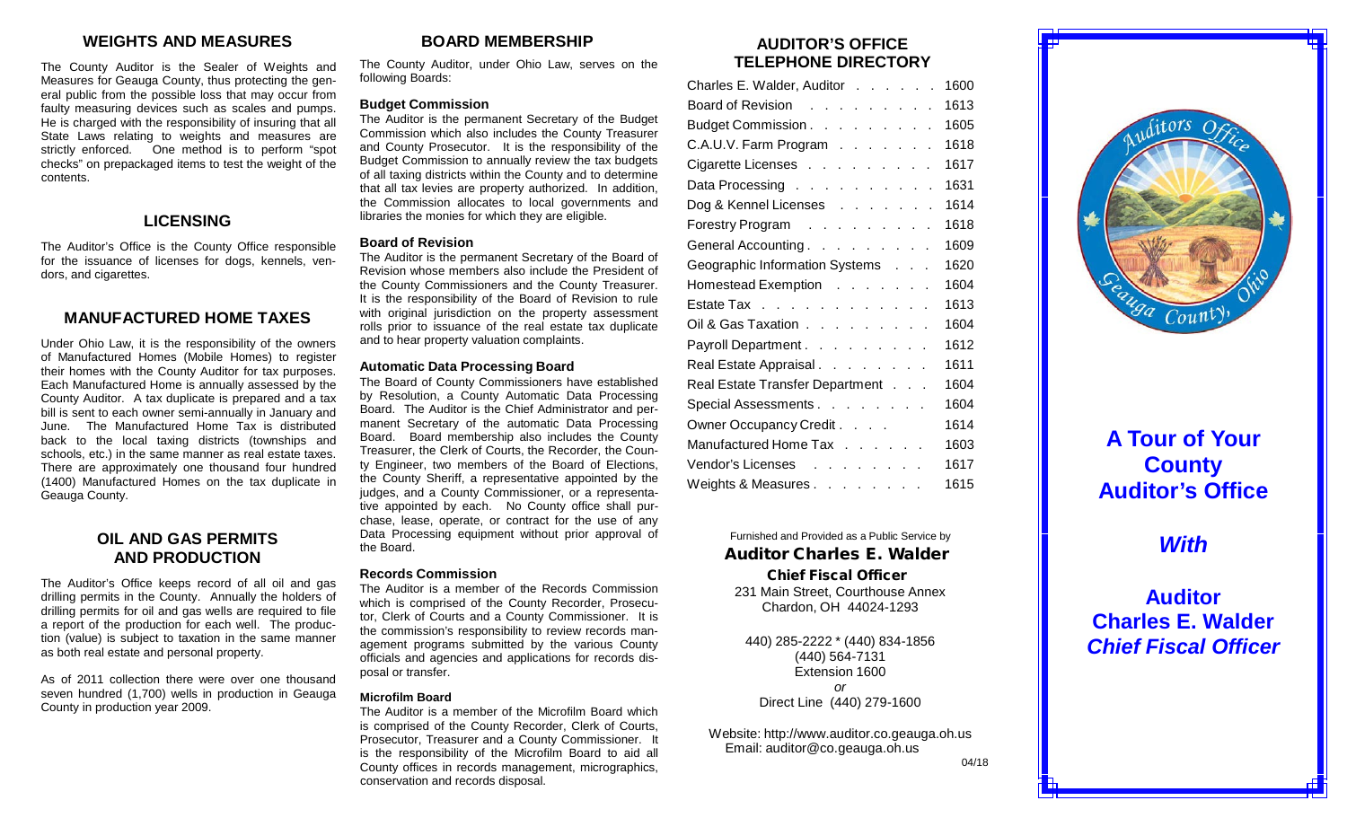## WEIGHTS AND MEASURES

The County Auditor is the Sealer of Weights and Measures for Geauga County, thus protecting the general public from the possible loss that may occur from faulty measuring devices such as scales and pumps. He is charged with the responsibility of insuring that all State Laws relating to weights and measures are strictly enforced. One method is to perform "spot checks" on prepackaged items to test the weight of the contents.

## LICENSING

The Auditor's Office is the County Office responsible for the issuance of licenses for dogs, kennels, vendors, and cigarettes.

## MANUFACTURED HOME TAXES

Under Ohio Law, it is the responsibility of the owners of Manufactured Homes (Mobile Homes) to register their homes with the County Auditor for tax purposes. Each Manufactured Home is annually assessed by the County Auditor. A tax duplicate is prepared and a tax bill is sent to each owner semi-annually in January and June. The Manufactured Home Tax is distributed back to the local taxing districts (townships and schools, etc.) in the same manner as real estate taxes. There are approximately one thousand four hundred (1400) Manufactured Homes on the tax duplicate in Geauga County.

## OIL AND GAS PERMITS AND PRODUCTION

The Auditor's Office keeps record of all oil and gas drilling permits in the County. Annually the holders of drilling permits for oil and gas wells are required to file a report of the production for each well. The production (value) is subject to taxation in the same manner as both real estate and personal property.

As of 2011 collection there were over one thousand seven hundred (1,700) wells in production in Geauga County in production year 2009.

## BOARD MEMBERSHIP

The County Auditor, under Ohio Law, serves on the following Boards:

### Budget Commission

The Auditor is the permanent Secretary of the Budget Commission which also includes the County Treasurer and County Prosecutor. It is the responsibility of the Budget Commission to annually review the tax budgets of all taxing districts within the County and to determine that all tax levies are property authorized. In addition, the Commission allocates to local governments and libraries the monies for which they are eligible.

### Board of Revision

The Auditor is the permanent Secretary of the Board of Revision whose members also include the President of the County Commissioners and the County Treasurer. It is the responsibility of the Board of Revision to rule with original jurisdiction on the property assessment rolls prior to issuance of the real estate tax duplicate and to hear property valuation complaints.

### Automatic Data Processing Board

The Board of County Commissioners have established by Resolution, a County Automatic Data Processing Board. The Auditor is the Chief Administrator and permanent Secretary of the automatic Data Processing Board. Board membership also includes the County Treasurer, the Clerk of Courts, the Recorder, the County Engineer, two members of the Board of Elections, the County Sheriff, a representative appointed by the judges, and a County Commissioner, or a representative appointed by each. No County office shall purchase, lease, operate, or contract for the use of any Data Processing equipment without prior approval of the Board.

### Records Commission

The Auditor is a member of the Records Commission which is comprised of the County Recorder, Prosecutor, Clerk of Courts and a County Commissioner. It is the commission's responsibility to review records management programs submitted by the various County officials and agencies and applications for records disposal or transfer.

### Microfilm Board

The Auditor is a member of the Microfilm Board which is comprised of the County Recorder, Clerk of Courts, Prosecutor, Treasurer and a County Commissioner. It is the responsibility of the Microfilm Board to aid all County offices in records management, micrographics, conservation and records disposal.

## AUDITOR'S OFFICE TELEPHONE DIRECTORY

| | |
|---|---|
| Charles E. Walder, Auditor | 1600 |
| Board of Revision | 1613 |
| Budget Commission | 1605 |
| C.A.U.V. Farm Program | 1618 |
| Cigarette Licenses | 1617 |
| Data Processing | 1631 |
| Dog & Kennel Licenses | 1614 |
| Forestry Program | 1618 |
| General Accounting | 1609 |
| Geographic Information Systems | 1620 |
| Homestead Exemption | 1604 |
| Estate Tax | 1613 |
| Oil & Gas Taxation | 1604 |
| Payroll Department | 1612 |
| Real Estate Appraisal | 1611 |
| Real Estate Transfer Department | 1604 |
| Special Assessments | 1604 |
| Owner Occupancy Credit | 1614 |
| Manufactured Home Tax | 1603 |
| Vendor's Licenses | 1617 |
| Weights & Measures | 1615 |

Furnished and Provided as a Public Service by

**Auditor Charles E. Walder**

**Chief Fiscal Officer**

231 Main Street, Courthouse Annex
Chardon, OH 44024-1293

440) 285-2222 * (440) 834-1856
(440) 564-7131
Extension 1600
*or*
Direct Line (440) 279-1600

Website: http://www.auditor.co.geauga.oh.us
Email: auditor@co.geauga.oh.us

04/18

Auditors Office
Geauga County, Ohio

# A Tour of Your County Auditor's Office

## *With*

## Auditor Charles E. Walder *Chief Fiscal Officer*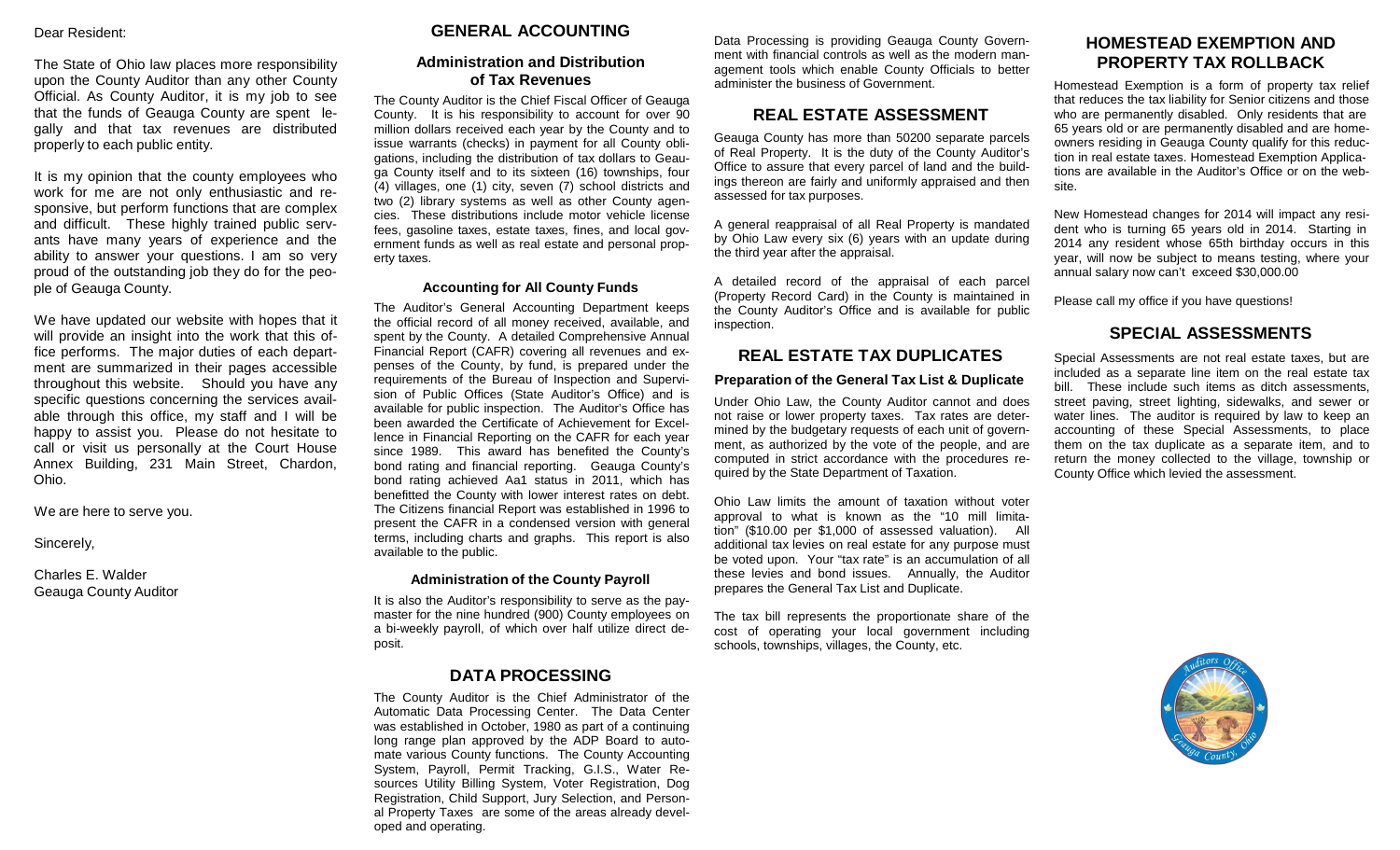Dear Resident:

The State of Ohio law places more responsibility upon the County Auditor than any other County Official. As County Auditor, it is my job to see that the funds of Geauga County are spent legally and that tax revenues are distributed properly to each public entity.

It is my opinion that the county employees who work for me are not only enthusiastic and responsive, but perform functions that are complex and difficult. These highly trained public servants have many years of experience and the ability to answer your questions. I am so very proud of the outstanding job they do for the people of Geauga County.

We have updated our website with hopes that it will provide an insight into the work that this office performs. The major duties of each department are summarized in their pages accessible throughout this website. Should you have any specific questions concerning the services available through this office, my staff and I will be happy to assist you. Please do not hesitate to call or visit us personally at the Court House Annex Building, 231 Main Street, Chardon, Ohio.

We are here to serve you.

Sincerely,

Charles E. Walder
Geauga County Auditor

## GENERAL ACCOUNTING

### Administration and Distribution of Tax Revenues

The County Auditor is the Chief Fiscal Officer of Geauga County. It is his responsibility to account for over 90 million dollars received each year by the County and to issue warrants (checks) in payment for all County obligations, including the distribution of tax dollars to Geauga County itself and to its sixteen (16) townships, four (4) villages, one (1) city, seven (7) school districts and two (2) library systems as well as other County agencies. These distributions include motor vehicle license fees, gasoline taxes, estate taxes, fines, and local government funds as well as real estate and personal property taxes.

### Accounting for All County Funds

The Auditor's General Accounting Department keeps the official record of all money received, available, and spent by the County. A detailed Comprehensive Annual Financial Report (CAFR) covering all revenues and expenses of the County, by fund, is prepared under the requirements of the Bureau of Inspection and Supervision of Public Offices (State Auditor's Office) and is available for public inspection. The Auditor's Office has been awarded the Certificate of Achievement for Excellence in Financial Reporting on the CAFR for each year since 1989. This award has benefited the County's bond rating and financial reporting. Geauga County's bond rating achieved Aa1 status in 2011, which has benefitted the County with lower interest rates on debt. The Citizens financial Report was established in 1996 to present the CAFR in a condensed version with general terms, including charts and graphs. This report is also available to the public.

### Administration of the County Payroll

It is also the Auditor's responsibility to serve as the paymaster for the nine hundred (900) County employees on a bi-weekly payroll, of which over half utilize direct deposit.

## DATA PROCESSING

The County Auditor is the Chief Administrator of the Automatic Data Processing Center. The Data Center was established in October, 1980 as part of a continuing long range plan approved by the ADP Board to automate various County functions. The County Accounting System, Payroll, Permit Tracking, G.I.S., Water Resources Utility Billing System, Voter Registration, Dog Registration, Child Support, Jury Selection, and Personal Property Taxes are some of the areas already developed and operating.

Data Processing is providing Geauga County Government with financial controls as well as the modern management tools which enable County Officials to better administer the business of Government.

## REAL ESTATE ASSESSMENT

Geauga County has more than 50200 separate parcels of Real Property. It is the duty of the County Auditor's Office to assure that every parcel of land and the buildings thereon are fairly and uniformly appraised and then assessed for tax purposes.

A general reappraisal of all Real Property is mandated by Ohio Law every six (6) years with an update during the third year after the appraisal.

A detailed record of the appraisal of each parcel (Property Record Card) in the County is maintained in the County Auditor's Office and is available for public inspection.

## REAL ESTATE TAX DUPLICATES

### Preparation of the General Tax List & Duplicate

Under Ohio Law, the County Auditor cannot and does not raise or lower property taxes. Tax rates are determined by the budgetary requests of each unit of government, as authorized by the vote of the people, and are computed in strict accordance with the procedures required by the State Department of Taxation.

Ohio Law limits the amount of taxation without voter approval to what is known as the "10 mill limitation" ($10.00 per $1,000 of assessed valuation). All additional tax levies on real estate for any purpose must be voted upon. Your "tax rate" is an accumulation of all these levies and bond issues. Annually, the Auditor prepares the General Tax List and Duplicate.

The tax bill represents the proportionate share of the cost of operating your local government including schools, townships, villages, the County, etc.

## HOMESTEAD EXEMPTION AND PROPERTY TAX ROLLBACK

Homestead Exemption is a form of property tax relief that reduces the tax liability for Senior citizens and those who are permanently disabled. Only residents that are 65 years old or are permanently disabled and are homeowners residing in Geauga County qualify for this reduction in real estate taxes. Homestead Exemption Applications are available in the Auditor's Office or on the website.

New Homestead changes for 2014 will impact any resident who is turning 65 years old in 2014. Starting in 2014 any resident whose 65th birthday occurs in this year, will now be subject to means testing, where your annual salary now can't exceed $30,000.00

Please call my office if you have questions!

## SPECIAL ASSESSMENTS

Special Assessments are not real estate taxes, but are included as a separate line item on the real estate tax bill. These include such items as ditch assessments, street paving, street lighting, sidewalks, and sewer or water lines. The auditor is required by law to keep an accounting of these Special Assessments, to place them on the tax duplicate as a separate item, and to return the money collected to the village, township or County Office which levied the assessment.